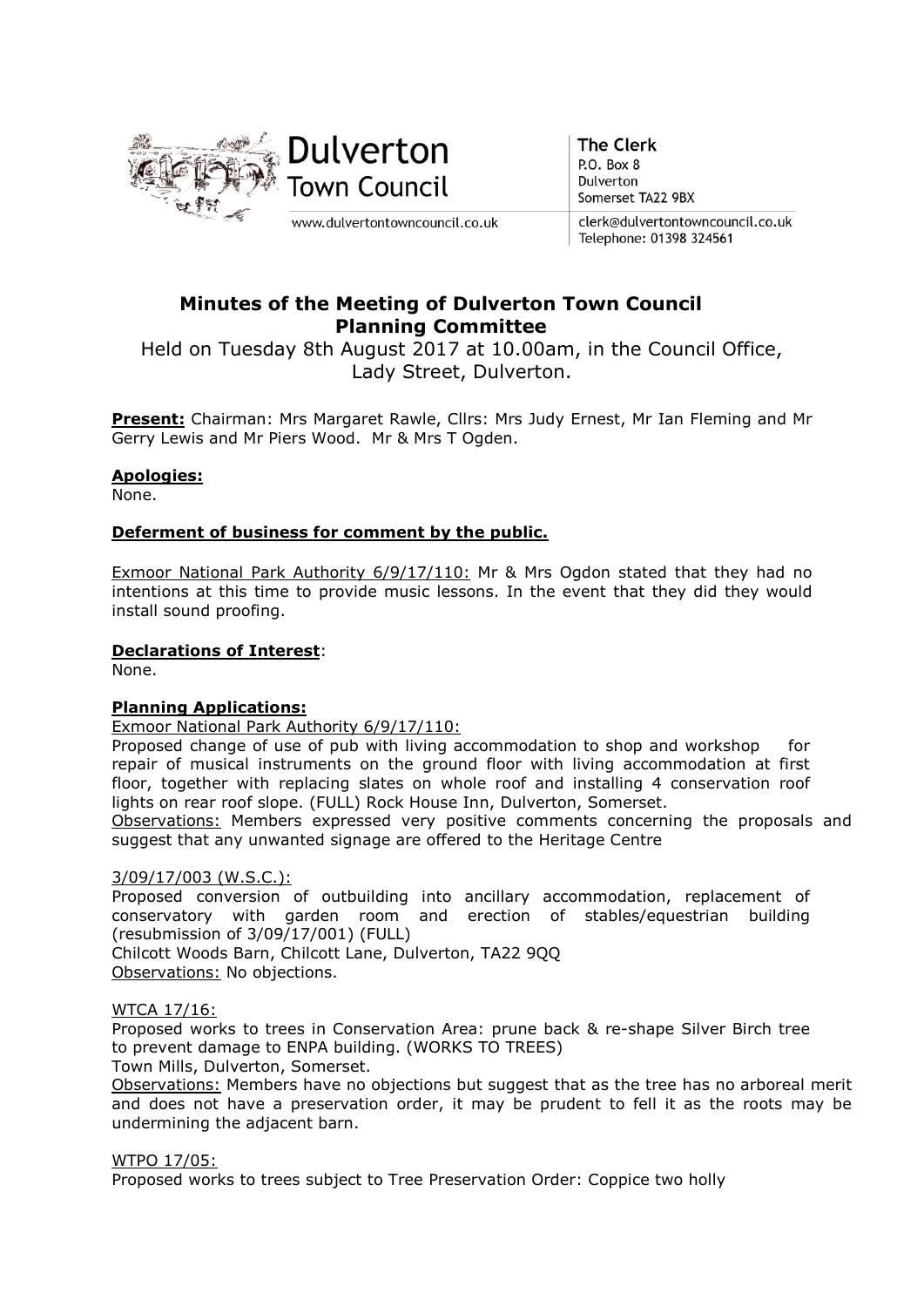Dulverton Town Council

www.dulvertontowncouncil.co.uk

**The Clerk**
P.O. Box 8
Dulverton
Somerset TA22 9BX

clerk@dulvertontowncouncil.co.uk
Telephone: 01398 324561

# Minutes of the Meeting of Dulverton Town Council Planning Committee

Held on Tuesday 8th August 2017 at 10.00am, in the Council Office, Lady Street, Dulverton.

**Present:** Chairman: Mrs Margaret Rawle, Cllrs: Mrs Judy Ernest, Mr Ian Fleming and Mr Gerry Lewis and Mr Piers Wood. Mr & Mrs T Ogden.

**Apologies:**
None.

**Deferment of business for comment by the public.**

Exmoor National Park Authority 6/9/17/110: Mr & Mrs Ogdon stated that they had no intentions at this time to provide music lessons. In the event that they did they would install sound proofing.

**Declarations of Interest**:
None.

**Planning Applications:**

Exmoor National Park Authority 6/9/17/110:
Proposed change of use of pub with living accommodation to shop and workshop for repair of musical instruments on the ground floor with living accommodation at first floor, together with replacing slates on whole roof and installing 4 conservation roof lights on rear roof slope. (FULL) Rock House Inn, Dulverton, Somerset.
Observations: Members expressed very positive comments concerning the proposals and suggest that any unwanted signage are offered to the Heritage Centre

3/09/17/003 (W.S.C.):
Proposed conversion of outbuilding into ancillary accommodation, replacement of conservatory with garden room and erection of stables/equestrian building (resubmission of 3/09/17/001) (FULL)
Chilcott Woods Barn, Chilcott Lane, Dulverton, TA22 9QQ
Observations: No objections.

WTCA 17/16:
Proposed works to trees in Conservation Area: prune back & re-shape Silver Birch tree to prevent damage to ENPA building. (WORKS TO TREES)
Town Mills, Dulverton, Somerset.
Observations: Members have no objections but suggest that as the tree has no arboreal merit and does not have a preservation order, it may be prudent to fell it as the roots may be undermining the adjacent barn.

WTPO 17/05:
Proposed works to trees subject to Tree Preservation Order: Coppice two holly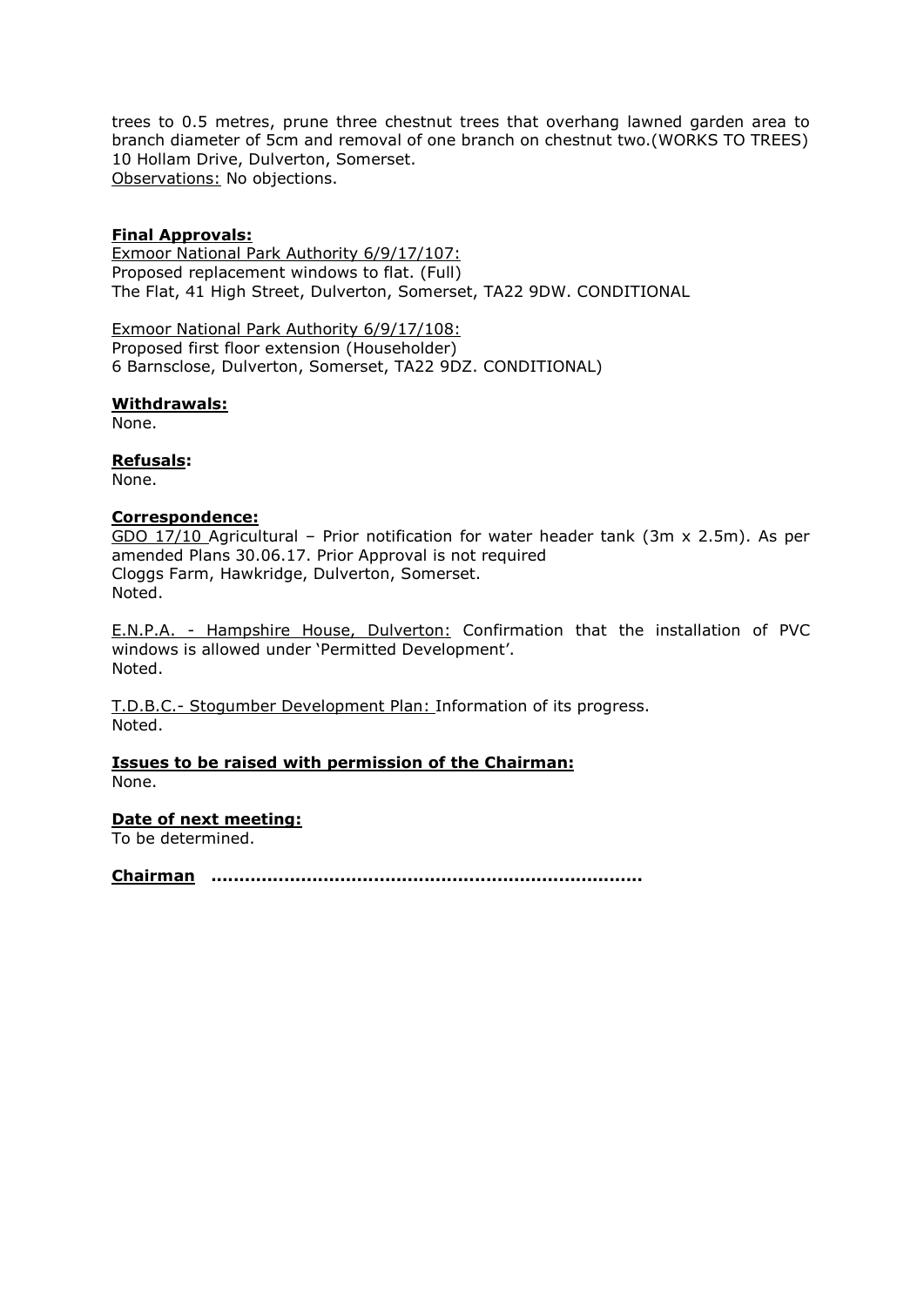trees to 0.5 metres, prune three chestnut trees that overhang lawned garden area to branch diameter of 5cm and removal of one branch on chestnut two.(WORKS TO TREES)
10 Hollam Drive, Dulverton, Somerset.
Observations: No objections.

**Final Approvals:**

Exmoor National Park Authority 6/9/17/107:
Proposed replacement windows to flat. (Full)
The Flat, 41 High Street, Dulverton, Somerset, TA22 9DW. CONDITIONAL

Exmoor National Park Authority 6/9/17/108:
Proposed first floor extension (Householder)
6 Barnsclose, Dulverton, Somerset, TA22 9DZ. CONDITIONAL)

**Withdrawals:**

None.

**Refusals:**

None.

**Correspondence:**

GDO 17/10 Agricultural – Prior notification for water header tank (3m x 2.5m). As per amended Plans 30.06.17. Prior Approval is not required
Cloggs Farm, Hawkridge, Dulverton, Somerset.
Noted.

E.N.P.A. - Hampshire House, Dulverton: Confirmation that the installation of PVC windows is allowed under 'Permitted Development'.
Noted.

T.D.B.C.- Stogumber Development Plan: Information of its progress.
Noted.

**Issues to be raised with permission of the Chairman:**

None.

**Date of next meeting:**

To be determined.

**Chairman** ............................................................................